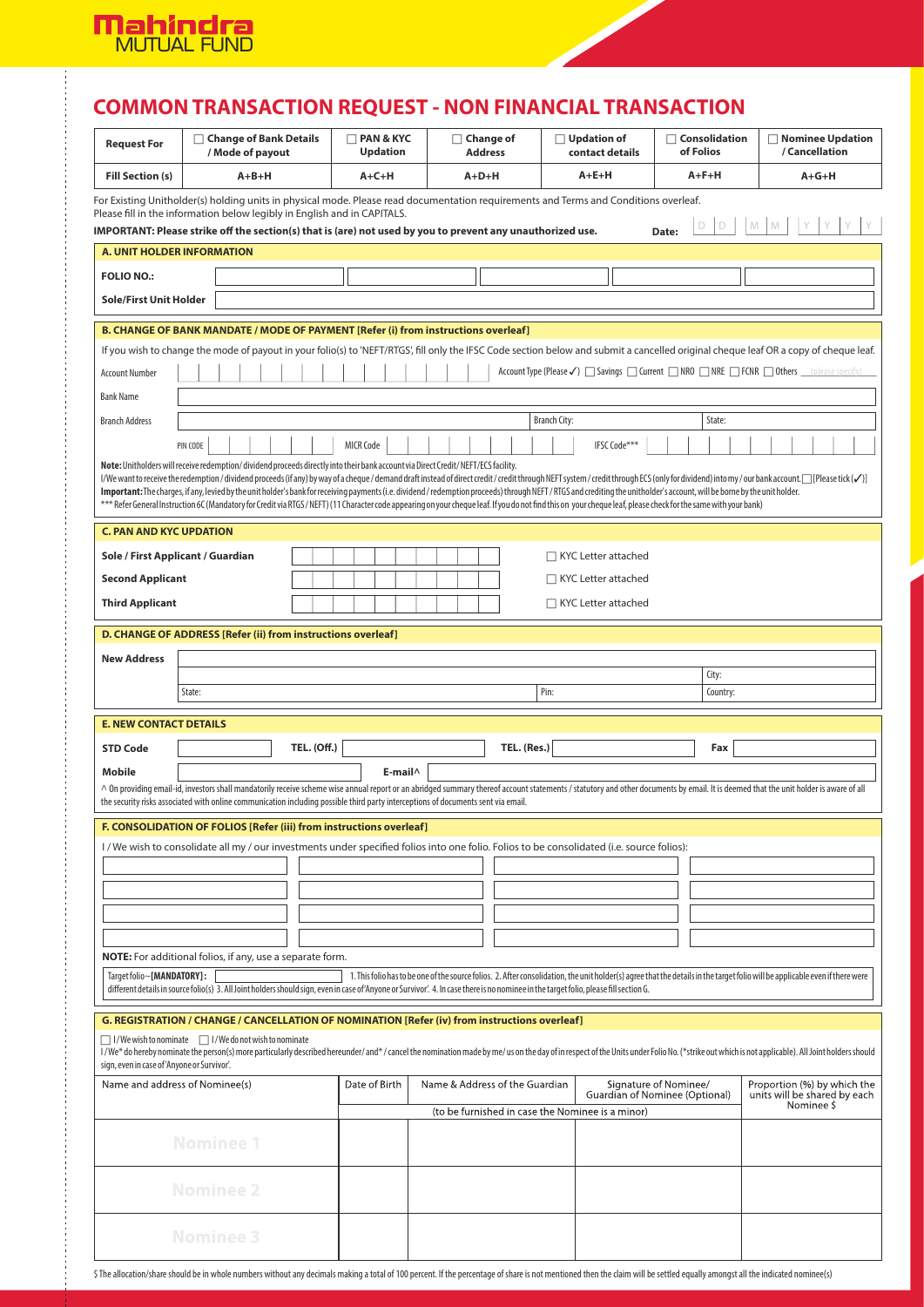Mahindra MUTUAL FUND

# COMMON TRANSACTION REQUEST - NON FINANCIAL TRANSACTION

| Request For | ☐ Change of Bank Details / Mode of payout | ☐ PAN & KYC Updation | ☐ Change of Address | ☐ Updation of contact details | ☐ Consolidation of Folios | ☐ Nominee Updation / Cancellation |
|---|---|---|---|---|---|---|
| Fill Section (s) | A+B+H | A+C+H | A+D+H | A+E+H | A+F+H | A+G+H |

For Existing Unitholder(s) holding units in physical mode. Please read documentation requirements and Terms and Conditions overleaf.
Please fill in the information below legibly in English and in CAPITALS.

**IMPORTANT: Please strike off the section(s) that is (are) not used by you to prevent any unauthorized use.** **Date:** D D M M Y Y Y Y

## A. UNIT HOLDER INFORMATION

| | |
|---|---|
| **FOLIO NO.:** | |
| **Sole/First Unit Holder** | |

## B. CHANGE OF BANK MANDATE / MODE OF PAYMENT [Refer (i) from instructions overleaf]

If you wish to change the mode of payout in your folio(s) to 'NEFT/RTGS', fill only the IFSC Code section below and submit a cancelled original cheque leaf OR a copy of cheque leaf.

| | |
|---|---|
| Account Number | Account Type (Please ✓) ☐ Savings ☐ Current ☐ NRO ☐ NRE ☐ FCNR ☐ Others (please specify) |
| Bank Name | |
| Branch Address | Branch City: State: |
| PIN CODE | MICR Code IFSC Code*** |

**Note:** Unitholders will receive redemption/ dividend proceeds directly into their bank account via Direct Credit/ NEFT/ECS facility.

I/We want to receive the redemption / dividend proceeds (if any) by way of a cheque / demand draft instead of direct credit / credit through NEFT system / credit through ECS (only for dividend) into my / our bank account. ☐ [Please tick (✓)]

**Important:** The charges, if any, levied by the unit holder's bank for receiving payments (i.e. dividend / redemption proceeds) through NEFT / RTGS and crediting the unitholder's account, will be borne by the unit holder.

*** Refer General Instruction 6C (Mandatory for Credit via RTGS / NEFT) (11 Character code appearing on your cheque leaf. If you do not find this on your cheque leaf, please check for the same with your bank)

## C. PAN AND KYC UPDATION

| | | |
|---|---|---|
| **Sole / First Applicant / Guardian** | | ☐ KYC Letter attached |
| **Second Applicant** | | ☐ KYC Letter attached |
| **Third Applicant** | | ☐ KYC Letter attached |

## D. CHANGE OF ADDRESS [Refer (ii) from instructions overleaf]

| | | | |
|---|---|---|---|
| **New Address** | | | |
| | | | City: |
| State: | | Pin: | Country: |

## E. NEW CONTACT DETAILS

| | | | | | | | |
|---|---|---|---|---|---|---|---|
| **STD Code** | | **TEL. (Off.)** | | **TEL. (Res.)** | | **Fax** | |
| **Mobile** | | **E-mail^** | | | | | |

^ On providing email-id, investors shall mandatorily receive scheme wise annual report or an abridged summary thereof account statements / statutory and other documents by email. It is deemed that the unit holder is aware of all the security risks associated with online communication including possible third party interceptions of documents sent via email.

## F. CONSOLIDATION OF FOLIOS [Refer (iii) from instructions overleaf]

I / We wish to consolidate all my / our investments under specified folios into one folio. Folios to be consolidated (i.e. source folios):

| | | | |
|---|---|---|---|
| | | | |
| | | | |
| | | | |
| | | | |

**NOTE:** For additional folios, if any, use a separate form.

Target folio – **[MANDATORY]:** 1. This folio has to be one of the source folios. 2. After consolidation, the unit holder(s) agree that the details in the target folio will be applicable even if there were different details in source folio(s) 3. All Joint holders should sign, even in case of 'Anyone or Survivor'. 4. In case there is no nominee in the target folio, please fill section G.

## G. REGISTRATION / CHANGE / CANCELLATION OF NOMINATION [Refer (iv) from instructions overleaf]

☐ I / We wish to nominate ☐ I / We do not wish to nominate

I / We* do hereby nominate the person(s) more particularly described hereunder/ and* / cancel the nomination made by me/ us on the day of in respect of the Units under Folio No. (*strike out which is not applicable). All Joint holders should sign, even in case of 'Anyone or Survivor'.

| Name and address of Nominee(s) | Date of Birth | Name & Address of the Guardian | Signature of Nominee/ Guardian of Nominee (Optional) | Proportion (%) by which the units will be shared by each Nominee $ |
|---|---|---|---|---|
| | (to be furnished in case the Nominee is a minor) | | | |
| Nominee 1 | | | | |
| Nominee 2 | | | | |
| Nominee 3 | | | | |

$ The allocation/share should be in whole numbers without any decimals making a total of 100 percent. If the percentage of share is not mentioned then the claim will be settled equally amongst all the indicated nominee(s)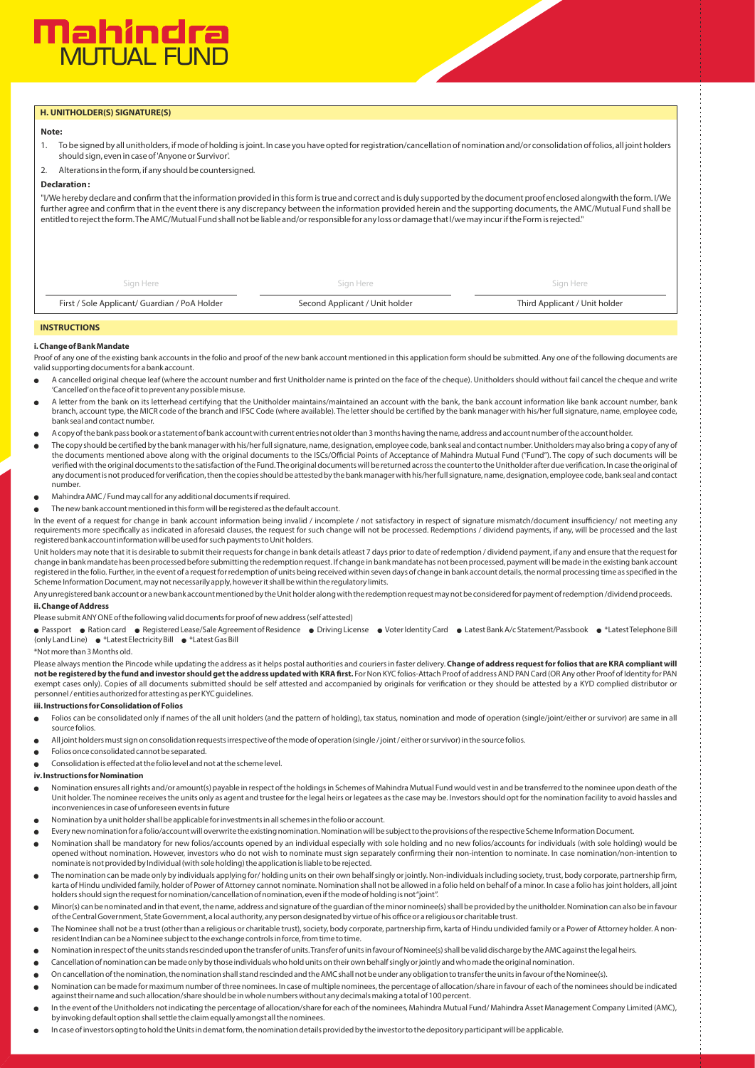# Mahindra MUTUAL FUND

## H. UNITHOLDER(S) SIGNATURE(S)

**Note:**

1. To be signed by all unitholders, if mode of holding is joint. In case you have opted for registration/cancellation of nomination and/or consolidation of folios, all joint holders should sign, even in case of 'Anyone or Survivor'.
2. Alterations in the form, if any should be countersigned.

**Declaration :**

"I/We hereby declare and confirm that the information provided in this form is true and correct and is duly supported by the document proof enclosed alongwith the form. I/We further agree and confirm that in the event there is any discrepancy between the information provided herein and the supporting documents, the AMC/Mutual Fund shall be entitled to reject the form. The AMC/Mutual Fund shall not be liable and/or responsible for any loss or damage that I/we may incur if the Form is rejected."

| Sign Here | Sign Here | Sign Here |
|---|---|---|
| First / Sole Applicant/ Guardian / PoA Holder | Second Applicant / Unit holder | Third Applicant / Unit holder |

## INSTRUCTIONS

### i. Change of Bank Mandate

Proof of any one of the existing bank accounts in the folio and proof of the new bank account mentioned in this application form should be submitted. Any one of the following documents are valid supporting documents for a bank account.

- A cancelled original cheque leaf (where the account number and first Unitholder name is printed on the face of the cheque). Unitholders should without fail cancel the cheque and write 'Cancelled' on the face of it to prevent any possible misuse.
- A letter from the bank on its letterhead certifying that the Unitholder maintains/maintained an account with the bank, the bank account information like bank account number, bank branch, account type, the MICR code of the branch and IFSC Code (where available). The letter should be certified by the bank manager with his/her full signature, name, employee code, bank seal and contact number.
- A copy of the bank pass book or a statement of bank account with current entries not older than 3 months having the name, address and account number of the account holder.
- The copy should be certified by the bank manager with his/her full signature, name, designation, employee code, bank seal and contact number. Unitholders may also bring a copy of any of the documents mentioned above along with the original documents to the ISCs/Official Points of Acceptance of Mahindra Mutual Fund ("Fund"). The copy of such documents will be verified with the original documents to the satisfaction of the Fund. The original documents will be returned across the counter to the Unitholder after due verification. In case the original of any document is not produced for verification, then the copies should be attested by the bank manager with his/her full signature, name, designation, employee code, bank seal and contact number.
- Mahindra AMC / Fund may call for any additional documents if required.
- The new bank account mentioned in this form will be registered as the default account.

In the event of a request for change in bank account information being invalid / incomplete / not satisfactory in respect of signature mismatch/document insufficiency/ not meeting any requirements more specifically as indicated in aforesaid clauses, the request for such change will not be processed. Redemptions / dividend payments, if any, will be processed and the last registered bank account information will be used for such payments to Unit holders.

Unit holders may note that it is desirable to submit their requests for change in bank details atleast 7 days prior to date of redemption / dividend payment, if any and ensure that the request for change in bank mandate has been processed before submitting the redemption request. If change in bank mandate has not been processed, payment will be made in the existing bank account registered in the folio. Further, in the event of a request for redemption of units being received within seven days of change in bank account details, the normal processing time as specified in the Scheme Information Document, may not necessarily apply, however it shall be within the regulatory limits.

Any unregistered bank account or a new bank account mentioned by the Unit holder along with the redemption request may not be considered for payment of redemption /dividend proceeds.

### ii. Change of Address

Please submit ANY ONE of the following valid documents for proof of new address (self attested)

- Passport ● Ration card ● Registered Lease/Sale Agreement of Residence ● Driving License ● Voter Identity Card ● Latest Bank A/c Statement/Passbook ● *Latest Telephone Bill (only Land Line) ● *Latest Electricity Bill ● *Latest Gas Bill

*Not more than 3 Months old.

Please always mention the Pincode while updating the address as it helps postal authorities and couriers in faster delivery. **Change of address request for folios that are KRA compliant will not be registered by the fund and investor should get the address updated with KRA first.** For Non KYC folios-Attach Proof of address AND PAN Card (OR Any other Proof of Identity for PAN exempt cases only). Copies of all documents submitted should be self attested and accompanied by originals for verification or they should be attested by a KYD complied distributor or personnel / entities authorized for attesting as per KYC guidelines.

### iii. Instructions for Consolidation of Folios

- Folios can be consolidated only if names of the all unit holders (and the pattern of holding), tax status, nomination and mode of operation (single/joint/either or survivor) are same in all source folios.
- All joint holders must sign on consolidation requests irrespective of the mode of operation (single / joint / either or survivor) in the source folios.
- Folios once consolidated cannot be separated.
- Consolidation is effected at the folio level and not at the scheme level.

### iv. Instructions for Nomination

- Nomination ensures all rights and/or amount(s) payable in respect of the holdings in Schemes of Mahindra Mutual Fund would vest in and be transferred to the nominee upon death of the Unit holder. The nominee receives the units only as agent and trustee for the legal heirs or legatees as the case may be. Investors should opt for the nomination facility to avoid hassles and inconveniences in case of unforeseen events in future
- Nomination by a unit holder shall be applicable for investments in all schemes in the folio or account.
- Every new nomination for a folio/account will overwrite the existing nomination. Nomination will be subject to the provisions of the respective Scheme Information Document.
- Nomination shall be mandatory for new folios/accounts opened by an individual especially with sole holding and no new folios/accounts for individuals (with sole holding) would be opened without nomination. However, investors who do not wish to nominate must sign separately confirming their non-intention to nominate. In case nomination/non-intention to nominate is not provided by Individual (with sole holding) the application is liable to be rejected.
- The nomination can be made only by individuals applying for/ holding units on their own behalf singly or jointly. Non-individuals including society, trust, body corporate, partnership firm, karta of Hindu undivided family, holder of Power of Attorney cannot nominate. Nomination shall not be allowed in a folio held on behalf of a minor. In case a folio has joint holders, all joint holders should sign the request for nomination/cancellation of nomination, even if the mode of holding is not "joint".
- Minor(s) can be nominated and in that event, the name, address and signature of the guardian of the minor nominee(s) shall be provided by the unitholder. Nomination can also be in favour of the Central Government, State Government, a local authority, any person designated by virtue of his office or a religious or charitable trust.
- The Nominee shall not be a trust (other than a religious or charitable trust), society, body corporate, partnership firm, karta of Hindu undivided family or a Power of Attorney holder. A non-resident Indian can be a Nominee subject to the exchange controls in force, from time to time.
- Nomination in respect of the units stands rescinded upon the transfer of units. Transfer of units in favour of Nominee(s) shall be valid discharge by the AMC against the legal heirs.
- Cancellation of nomination can be made only by those individuals who hold units on their own behalf singly or jointly and who made the original nomination.
- On cancellation of the nomination, the nomination shall stand rescinded and the AMC shall not be under any obligation to transfer the units in favour of the Nominee(s).
- Nomination can be made for maximum number of three nominees. In case of multiple nominees, the percentage of allocation/share in favour of each of the nominees should be indicated against their name and such allocation/share should be in whole numbers without any decimals making a total of 100 percent.
- In the event of the Unitholders not indicating the percentage of allocation/share for each of the nominees, Mahindra Mutual Fund/ Mahindra Asset Management Company Limited (AMC), by invoking default option shall settle the claim equally amongst all the nominees.
- In case of investors opting to hold the Units in demat form, the nomination details provided by the investor to the depository participant will be applicable.